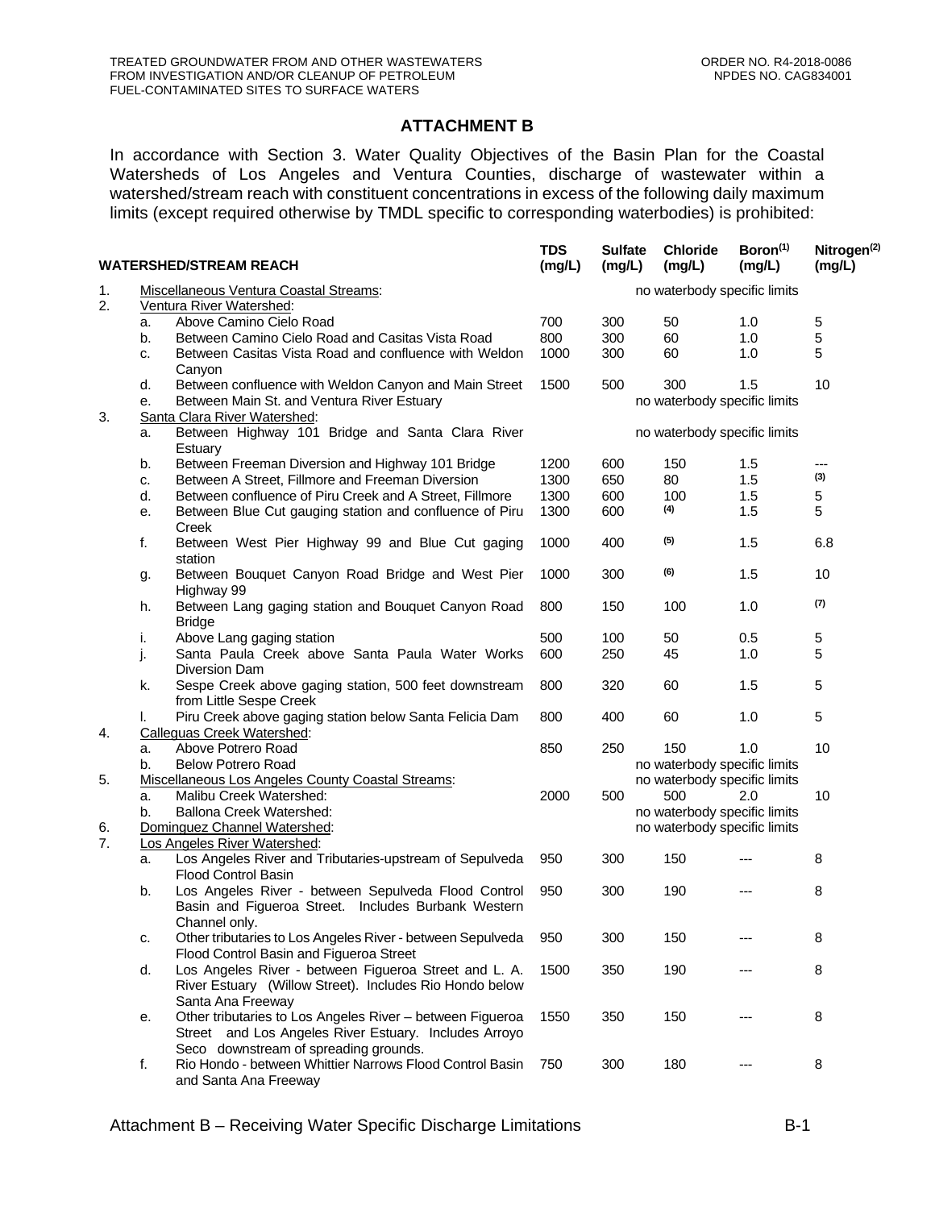## ATTACHMENT B

In accordance with Section 3. Water Quality Objectives of the Basin Plan for the Coastal Watersheds of Los Angeles and Ventura Counties, discharge of wastewater within a watershed/stream reach with constituent concentrations in excess of the following daily maximum limits (except required otherwise by TMDL specific to corresponding waterbodies) is prohibited:

| | | WATERSHED/STREAM REACH | TDS (mg/L) | Sulfate (mg/L) | Chloride (mg/L) | Boron[1] (mg/L) | Nitrogen[2] (mg/L) |
|---|---|---|---|---|---|---|---|
| 1. | | Miscellaneous Ventura Coastal Streams: | | | no waterbody specific limits | | |
| 2. | | Ventura River Watershed: | | | | | |
| | a. | Above Camino Cielo Road | 700 | 300 | 50 | 1.0 | 5 |
| | b. | Between Camino Cielo Road and Casitas Vista Road | 800 | 300 | 60 | 1.0 | 5 |
| | c. | Between Casitas Vista Road and confluence with Weldon Canyon | 1000 | 300 | 60 | 1.0 | 5 |
| | d. | Between confluence with Weldon Canyon and Main Street | 1500 | 500 | 300 | 1.5 | 10 |
| | e. | Between Main St. and Ventura River Estuary | | | no waterbody specific limits | | |
| 3. | | Santa Clara River Watershed: | | | | | |
| | a. | Between Highway 101 Bridge and Santa Clara River Estuary | | | no waterbody specific limits | | |
| | b. | Between Freeman Diversion and Highway 101 Bridge | 1200 | 600 | 150 | 1.5 | --- |
| | c. | Between A Street, Fillmore and Freeman Diversion | 1300 | 650 | 80 | 1.5 | (3) |
| | d. | Between confluence of Piru Creek and A Street, Fillmore | 1300 | 600 | 100 | 1.5 | 5 |
| | e. | Between Blue Cut gauging station and confluence of Piru Creek | 1300 | 600 | (4) | 1.5 | 5 |
| | f. | Between West Pier Highway 99 and Blue Cut gaging station | 1000 | 400 | (5) | 1.5 | 6.8 |
| | g. | Between Bouquet Canyon Road Bridge and West Pier Highway 99 | 1000 | 300 | (6) | 1.5 | 10 |
| | h. | Between Lang gaging station and Bouquet Canyon Road Bridge | 800 | 150 | 100 | 1.0 | (7) |
| | i. | Above Lang gaging station | 500 | 100 | 50 | 0.5 | 5 |
| | j. | Santa Paula Creek above Santa Paula Water Works Diversion Dam | 600 | 250 | 45 | 1.0 | 5 |
| | k. | Sespe Creek above gaging station, 500 feet downstream from Little Sespe Creek | 800 | 320 | 60 | 1.5 | 5 |
| | l. | Piru Creek above gaging station below Santa Felicia Dam | 800 | 400 | 60 | 1.0 | 5 |
| 4. | | Calleguas Creek Watershed: | | | | | |
| | a. | Above Potrero Road | 850 | 250 | 150 | 1.0 | 10 |
| | b. | Below Potrero Road | | | no waterbody specific limits | | |
| 5. | | Miscellaneous Los Angeles County Coastal Streams: | | | no waterbody specific limits | | |
| | a. | Malibu Creek Watershed: | 2000 | 500 | 500 | 2.0 | 10 |
| | b. | Ballona Creek Watershed: | | | no waterbody specific limits | | |
| 6. | | Dominguez Channel Watershed: | | | no waterbody specific limits | | |
| 7. | | Los Angeles River Watershed: | | | | | |
| | a. | Los Angeles River and Tributaries-upstream of Sepulveda Flood Control Basin | 950 | 300 | 150 | --- | 8 |
| | b. | Los Angeles River - between Sepulveda Flood Control Basin and Figueroa Street. Includes Burbank Western Channel only. | 950 | 300 | 190 | --- | 8 |
| | c. | Other tributaries to Los Angeles River - between Sepulveda Flood Control Basin and Figueroa Street | 950 | 300 | 150 | --- | 8 |
| | d. | Los Angeles River - between Figueroa Street and L. A. River Estuary (Willow Street). Includes Rio Hondo below Santa Ana Freeway | 1500 | 350 | 190 | --- | 8 |
| | e. | Other tributaries to Los Angeles River – between Figueroa Street and Los Angeles River Estuary. Includes Arroyo Seco downstream of spreading grounds. | 1550 | 350 | 150 | --- | 8 |
| | f. | Rio Hondo - between Whittier Narrows Flood Control Basin and Santa Ana Freeway | 750 | 300 | 180 | --- | 8 |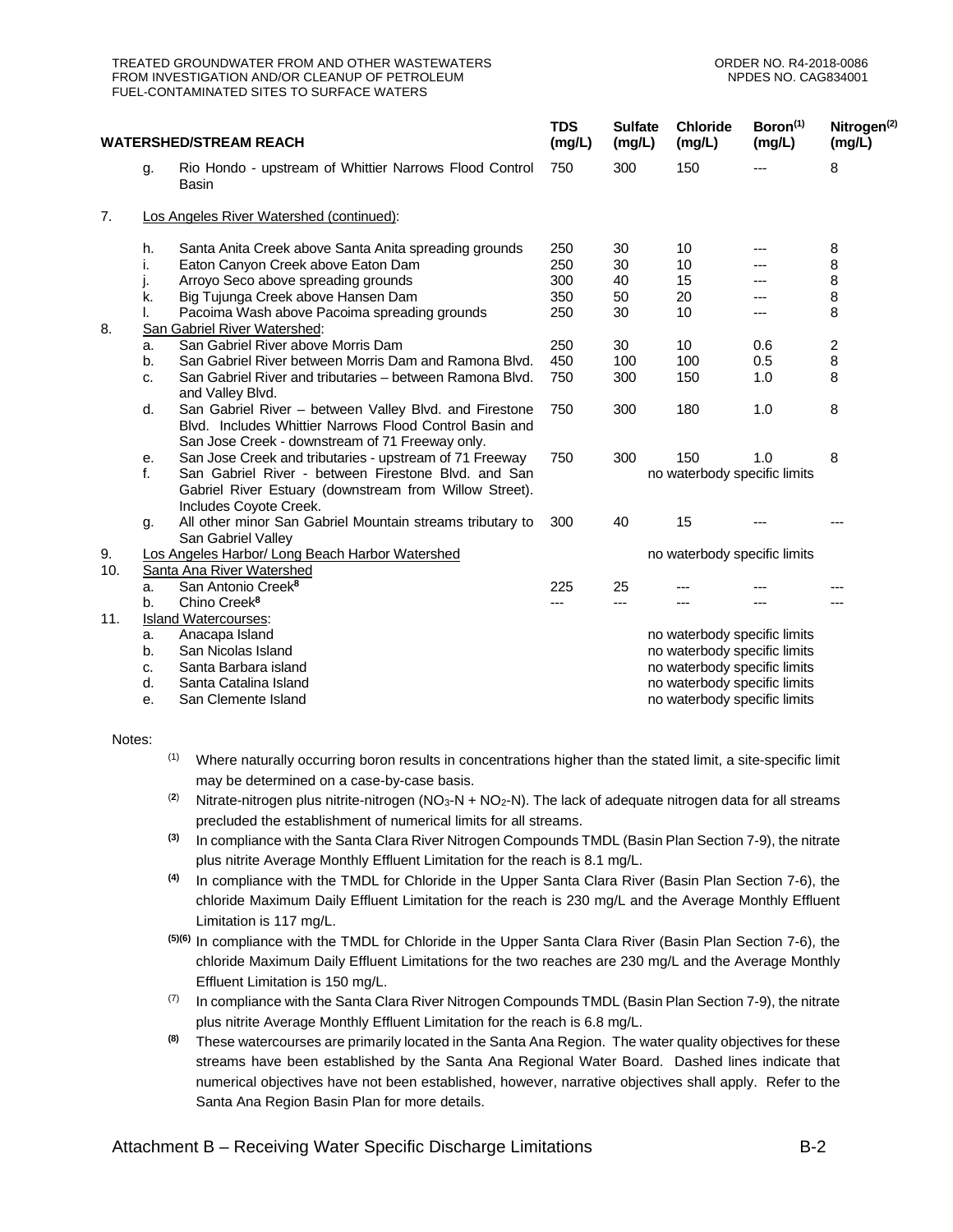| WATERSHED/STREAM REACH | | | TDS (mg/L) | Sulfate (mg/L) | Chloride (mg/L) | Boron[(1)] (mg/L) | Nitrogen[(2)] (mg/L) |
|---|---|---|---|---|---|---|---|
| | g. | Rio Hondo - upstream of Whittier Narrows Flood Control Basin | 750 | 300 | 150 | --- | 8 |
| 7. | | Los Angeles River Watershed (continued): | | | | | |
| | h. | Santa Anita Creek above Santa Anita spreading grounds | 250 | 30 | 10 | --- | 8 |
| | i. | Eaton Canyon Creek above Eaton Dam | 250 | 30 | 10 | --- | 8 |
| | j. | Arroyo Seco above spreading grounds | 300 | 40 | 15 | --- | 8 |
| | k. | Big Tujunga Creek above Hansen Dam | 350 | 50 | 20 | --- | 8 |
| | l. | Pacoima Wash above Pacoima spreading grounds | 250 | 30 | 10 | --- | 8 |
| 8. | | San Gabriel River Watershed: | | | | | |
| | a. | San Gabriel River above Morris Dam | 250 | 30 | 10 | 0.6 | 2 |
| | b. | San Gabriel River between Morris Dam and Ramona Blvd. | 450 | 100 | 100 | 0.5 | 8 |
| | c. | San Gabriel River and tributaries – between Ramona Blvd. and Valley Blvd. | 750 | 300 | 150 | 1.0 | 8 |
| | d. | San Gabriel River – between Valley Blvd. and Firestone Blvd. Includes Whittier Narrows Flood Control Basin and San Jose Creek - downstream of 71 Freeway only. | 750 | 300 | 180 | 1.0 | 8 |
| | e. | San Jose Creek and tributaries - upstream of 71 Freeway | 750 | 300 | 150 | 1.0 | 8 |
| | f. | San Gabriel River - between Firestone Blvd. and San Gabriel River Estuary (downstream from Willow Street). Includes Coyote Creek. | | | no waterbody specific limits | | |
| | g. | All other minor San Gabriel Mountain streams tributary to San Gabriel Valley | 300 | 40 | 15 | --- | --- |
| 9. | | Los Angeles Harbor/ Long Beach Harbor Watershed | | | no waterbody specific limits | | |
| 10. | | Santa Ana River Watershed | | | | | |
| | a. | San Antonio Creek[8] | 225 | 25 | --- | --- | --- |
| | b. | Chino Creek[8] | --- | --- | --- | --- | --- |
| 11. | | Island Watercourses: | | | | | |
| | a. | Anacapa Island | | | no waterbody specific limits | | |
| | b. | San Nicolas Island | | | no waterbody specific limits | | |
| | c. | Santa Barbara island | | | no waterbody specific limits | | |
| | d. | Santa Catalina Island | | | no waterbody specific limits | | |
| | e. | San Clemente Island | | | no waterbody specific limits | | |

Notes:

(1) Where naturally occurring boron results in concentrations higher than the stated limit, a site-specific limit may be determined on a case-by-case basis.

(2) Nitrate-nitrogen plus nitrite-nitrogen ($NO_3$-N + $NO_2$-N). The lack of adequate nitrogen data for all streams precluded the establishment of numerical limits for all streams.

(3) In compliance with the Santa Clara River Nitrogen Compounds TMDL (Basin Plan Section 7-9), the nitrate plus nitrite Average Monthly Effluent Limitation for the reach is 8.1 mg/L.

(4) In compliance with the TMDL for Chloride in the Upper Santa Clara River (Basin Plan Section 7-6), the chloride Maximum Daily Effluent Limitation for the reach is 230 mg/L and the Average Monthly Effluent Limitation is 117 mg/L.

(5)(6) In compliance with the TMDL for Chloride in the Upper Santa Clara River (Basin Plan Section 7-6), the chloride Maximum Daily Effluent Limitations for the two reaches are 230 mg/L and the Average Monthly Effluent Limitation is 150 mg/L.

(7) In compliance with the Santa Clara River Nitrogen Compounds TMDL (Basin Plan Section 7-9), the nitrate plus nitrite Average Monthly Effluent Limitation for the reach is 6.8 mg/L.

(8) These watercourses are primarily located in the Santa Ana Region. The water quality objectives for these streams have been established by the Santa Ana Regional Water Board. Dashed lines indicate that numerical objectives have not been established, however, narrative objectives shall apply. Refer to the Santa Ana Region Basin Plan for more details.